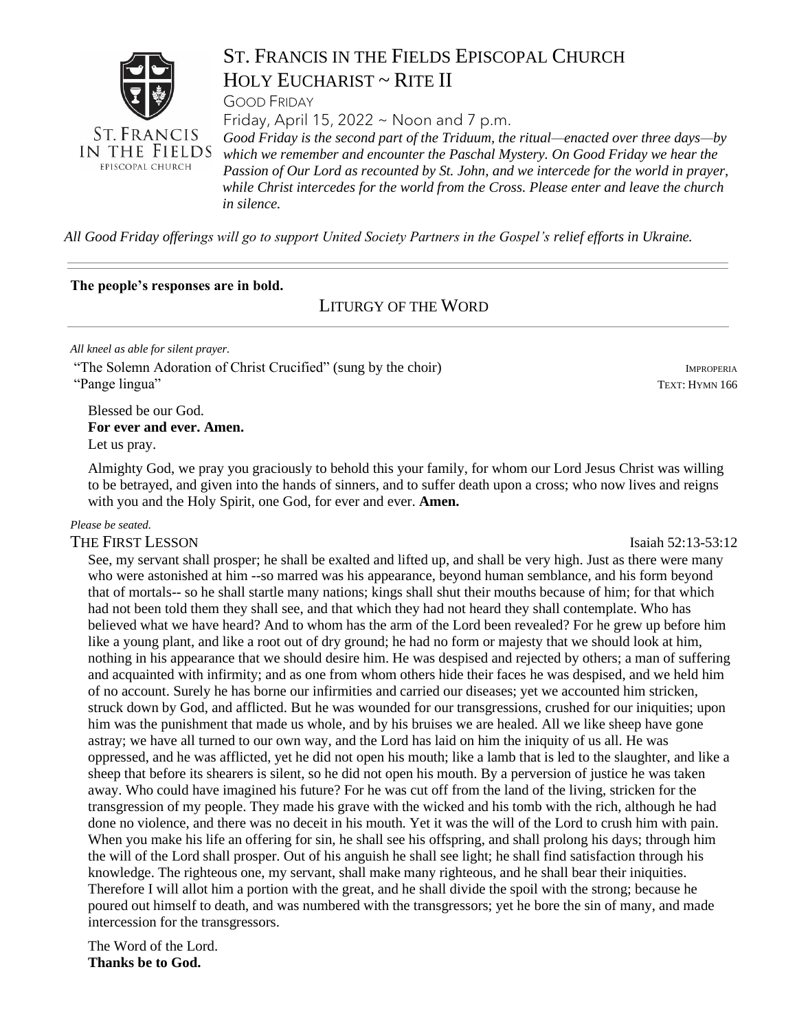# ST. FRANCIS IN THE FIELDS EPISCOPAL CHURCH
## HOLY EUCHARIST ~ RITE II

GOOD FRIDAY

Friday, April 15, 2022 ~ Noon and 7 p.m.

*Good Friday is the second part of the Triduum, the ritual—enacted over three days—by which we remember and encounter the Paschal Mystery. On Good Friday we hear the Passion of Our Lord as recounted by St. John, and we intercede for the world in prayer, while Christ intercedes for the world from the Cross. Please enter and leave the church in silence.*

*All Good Friday offerings will go to support United Society Partners in the Gospel's relief efforts in Ukraine.*

---

**The people's responses are in bold.**

## LITURGY OF THE WORD

*All kneel as able for silent prayer.*

"The Solemn Adoration of Christ Crucified" (sung by the choir) IMPROPERIA

"Pange lingua" TEXT: HYMN 166

Blessed be our God.
**For ever and ever. Amen.**
Let us pray.

Almighty God, we pray you graciously to behold this your family, for whom our Lord Jesus Christ was willing to be betrayed, and given into the hands of sinners, and to suffer death upon a cross; who now lives and reigns with you and the Holy Spirit, one God, for ever and ever. **Amen.**

*Please be seated.*

### THE FIRST LESSON — Isaiah 52:13-53:12

See, my servant shall prosper; he shall be exalted and lifted up, and shall be very high. Just as there were many who were astonished at him --so marred was his appearance, beyond human semblance, and his form beyond that of mortals-- so he shall startle many nations; kings shall shut their mouths because of him; for that which had not been told them they shall see, and that which they had not heard they shall contemplate. Who has believed what we have heard? And to whom has the arm of the Lord been revealed? For he grew up before him like a young plant, and like a root out of dry ground; he had no form or majesty that we should look at him, nothing in his appearance that we should desire him. He was despised and rejected by others; a man of suffering and acquainted with infirmity; and as one from whom others hide their faces he was despised, and we held him of no account. Surely he has borne our infirmities and carried our diseases; yet we accounted him stricken, struck down by God, and afflicted. But he was wounded for our transgressions, crushed for our iniquities; upon him was the punishment that made us whole, and by his bruises we are healed. All we like sheep have gone astray; we have all turned to our own way, and the Lord has laid on him the iniquity of us all. He was oppressed, and he was afflicted, yet he did not open his mouth; like a lamb that is led to the slaughter, and like a sheep that before its shearers is silent, so he did not open his mouth. By a perversion of justice he was taken away. Who could have imagined his future? For he was cut off from the land of the living, stricken for the transgression of my people. They made his grave with the wicked and his tomb with the rich, although he had done no violence, and there was no deceit in his mouth. Yet it was the will of the Lord to crush him with pain. When you make his life an offering for sin, he shall see his offspring, and shall prolong his days; through him the will of the Lord shall prosper. Out of his anguish he shall see light; he shall find satisfaction through his knowledge. The righteous one, my servant, shall make many righteous, and he shall bear their iniquities. Therefore I will allot him a portion with the great, and he shall divide the spoil with the strong; because he poured out himself to death, and was numbered with the transgressors; yet he bore the sin of many, and made intercession for the transgressors.

The Word of the Lord.
**Thanks be to God.**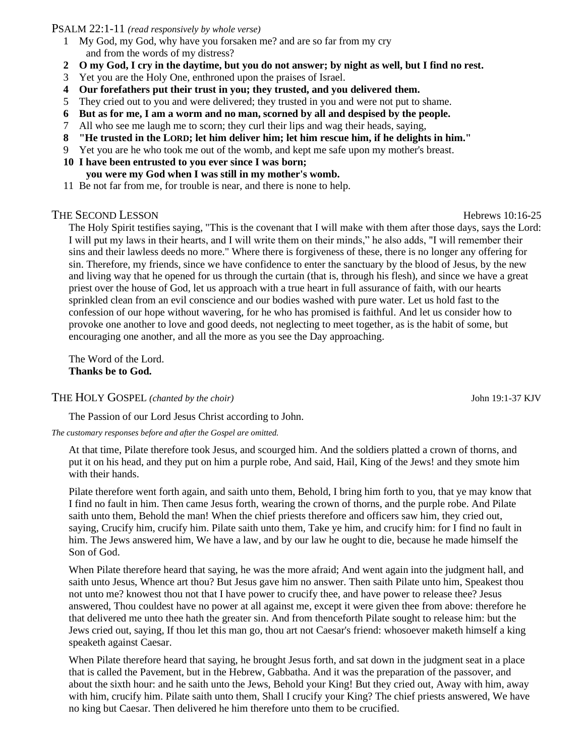## PSALM 22:1-11 *(read responsively by whole verse)*

1 My God, my God, why have you forsaken me? and are so far from my cry and from the words of my distress?

**2 O my God, I cry in the daytime, but you do not answer; by night as well, but I find no rest.**

3 Yet you are the Holy One, enthroned upon the praises of Israel.

**4 Our forefathers put their trust in you; they trusted, and you delivered them.**

5 They cried out to you and were delivered; they trusted in you and were not put to shame.

**6 But as for me, I am a worm and no man, scorned by all and despised by the people.**

7 All who see me laugh me to scorn; they curl their lips and wag their heads, saying,

**8 "He trusted in the LORD; let him deliver him; let him rescue him, if he delights in him."**

9 Yet you are he who took me out of the womb, and kept me safe upon my mother's breast.

**10 I have been entrusted to you ever since I was born; you were my God when I was still in my mother's womb.**

11 Be not far from me, for trouble is near, and there is none to help.

## THE SECOND LESSON — Hebrews 10:16-25

The Holy Spirit testifies saying, "This is the covenant that I will make with them after those days, says the Lord: I will put my laws in their hearts, and I will write them on their minds," he also adds, "I will remember their sins and their lawless deeds no more." Where there is forgiveness of these, there is no longer any offering for sin. Therefore, my friends, since we have confidence to enter the sanctuary by the blood of Jesus, by the new and living way that he opened for us through the curtain (that is, through his flesh), and since we have a great priest over the house of God, let us approach with a true heart in full assurance of faith, with our hearts sprinkled clean from an evil conscience and our bodies washed with pure water. Let us hold fast to the confession of our hope without wavering, for he who has promised is faithful. And let us consider how to provoke one another to love and good deeds, not neglecting to meet together, as is the habit of some, but encouraging one another, and all the more as you see the Day approaching.

The Word of the Lord.
**Thanks be to God.**

## THE HOLY GOSPEL *(chanted by the choir)* — John 19:1-37 KJV

The Passion of our Lord Jesus Christ according to John.

*The customary responses before and after the Gospel are omitted.*

At that time, Pilate therefore took Jesus, and scourged him. And the soldiers platted a crown of thorns, and put it on his head, and they put on him a purple robe, And said, Hail, King of the Jews! and they smote him with their hands.

Pilate therefore went forth again, and saith unto them, Behold, I bring him forth to you, that ye may know that I find no fault in him. Then came Jesus forth, wearing the crown of thorns, and the purple robe. And Pilate saith unto them, Behold the man! When the chief priests therefore and officers saw him, they cried out, saying, Crucify him, crucify him. Pilate saith unto them, Take ye him, and crucify him: for I find no fault in him. The Jews answered him, We have a law, and by our law he ought to die, because he made himself the Son of God.

When Pilate therefore heard that saying, he was the more afraid; And went again into the judgment hall, and saith unto Jesus, Whence art thou? But Jesus gave him no answer. Then saith Pilate unto him, Speakest thou not unto me? knowest thou not that I have power to crucify thee, and have power to release thee? Jesus answered, Thou couldest have no power at all against me, except it were given thee from above: therefore he that delivered me unto thee hath the greater sin. And from thenceforth Pilate sought to release him: but the Jews cried out, saying, If thou let this man go, thou art not Caesar's friend: whosoever maketh himself a king speaketh against Caesar.

When Pilate therefore heard that saying, he brought Jesus forth, and sat down in the judgment seat in a place that is called the Pavement, but in the Hebrew, Gabbatha. And it was the preparation of the passover, and about the sixth hour: and he saith unto the Jews, Behold your King! But they cried out, Away with him, away with him, crucify him. Pilate saith unto them, Shall I crucify your King? The chief priests answered, We have no king but Caesar. Then delivered he him therefore unto them to be crucified.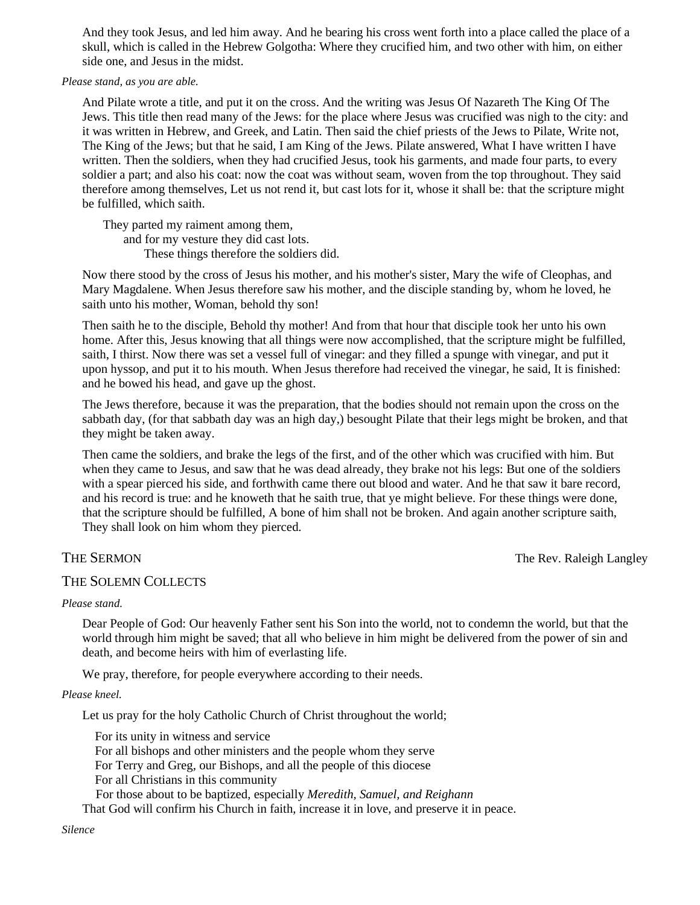And they took Jesus, and led him away. And he bearing his cross went forth into a place called the place of a skull, which is called in the Hebrew Golgotha: Where they crucified him, and two other with him, on either side one, and Jesus in the midst.

*Please stand, as you are able.*

And Pilate wrote a title, and put it on the cross. And the writing was Jesus Of Nazareth The King Of The Jews. This title then read many of the Jews: for the place where Jesus was crucified was nigh to the city: and it was written in Hebrew, and Greek, and Latin. Then said the chief priests of the Jews to Pilate, Write not, The King of the Jews; but that he said, I am King of the Jews. Pilate answered, What I have written I have written. Then the soldiers, when they had crucified Jesus, took his garments, and made four parts, to every soldier a part; and also his coat: now the coat was without seam, woven from the top throughout. They said therefore among themselves, Let us not rend it, but cast lots for it, whose it shall be: that the scripture might be fulfilled, which saith.

They parted my raiment among them,
and for my vesture they did cast lots.
These things therefore the soldiers did.

Now there stood by the cross of Jesus his mother, and his mother's sister, Mary the wife of Cleophas, and Mary Magdalene. When Jesus therefore saw his mother, and the disciple standing by, whom he loved, he saith unto his mother, Woman, behold thy son!

Then saith he to the disciple, Behold thy mother! And from that hour that disciple took her unto his own home. After this, Jesus knowing that all things were now accomplished, that the scripture might be fulfilled, saith, I thirst. Now there was set a vessel full of vinegar: and they filled a spunge with vinegar, and put it upon hyssop, and put it to his mouth. When Jesus therefore had received the vinegar, he said, It is finished: and he bowed his head, and gave up the ghost.

The Jews therefore, because it was the preparation, that the bodies should not remain upon the cross on the sabbath day, (for that sabbath day was an high day,) besought Pilate that their legs might be broken, and that they might be taken away.

Then came the soldiers, and brake the legs of the first, and of the other which was crucified with him. But when they came to Jesus, and saw that he was dead already, they brake not his legs: But one of the soldiers with a spear pierced his side, and forthwith came there out blood and water. And he that saw it bare record, and his record is true: and he knoweth that he saith true, that ye might believe. For these things were done, that the scripture should be fulfilled, A bone of him shall not be broken. And again another scripture saith, They shall look on him whom they pierced.

## The Sermon — The Rev. Raleigh Langley

## The Solemn Collects

*Please stand.*

Dear People of God: Our heavenly Father sent his Son into the world, not to condemn the world, but that the world through him might be saved; that all who believe in him might be delivered from the power of sin and death, and become heirs with him of everlasting life.

We pray, therefore, for people everywhere according to their needs.

*Please kneel.*

Let us pray for the holy Catholic Church of Christ throughout the world;

For its unity in witness and service
For all bishops and other ministers and the people whom they serve
For Terry and Greg, our Bishops, and all the people of this diocese
For all Christians in this community
For those about to be baptized, especially *Meredith, Samuel, and Reighann*

That God will confirm his Church in faith, increase it in love, and preserve it in peace.

*Silence*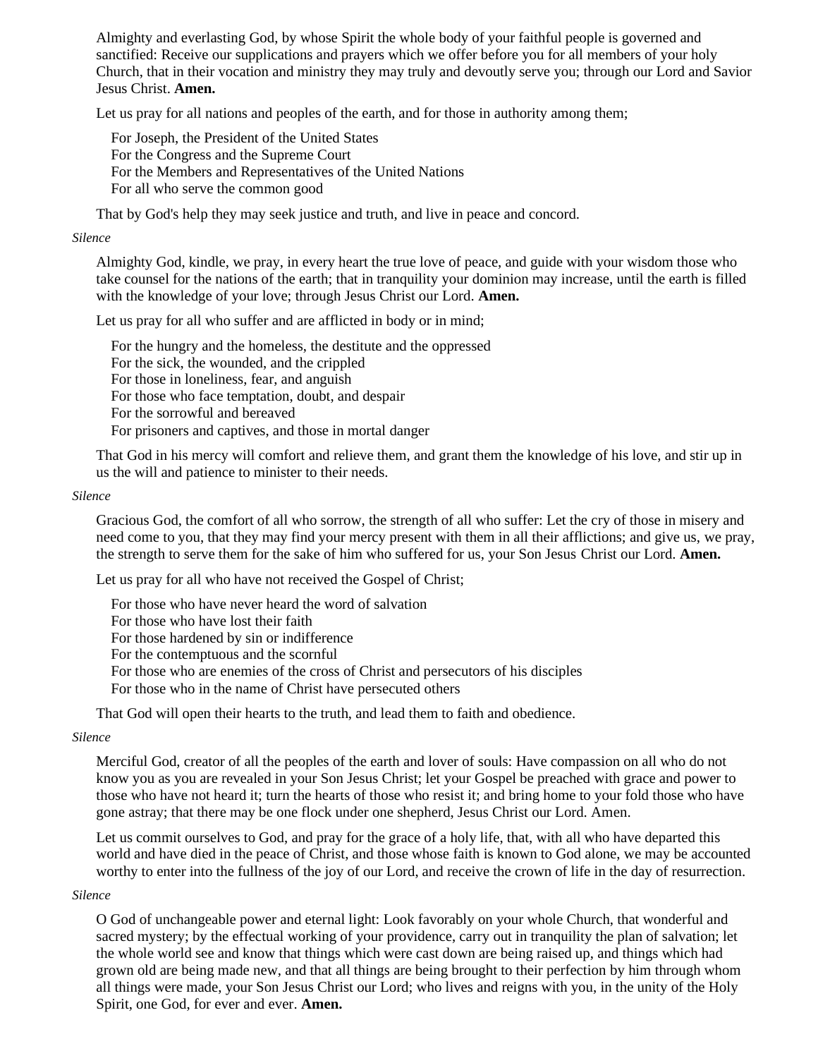Almighty and everlasting God, by whose Spirit the whole body of your faithful people is governed and sanctified: Receive our supplications and prayers which we offer before you for all members of your holy Church, that in their vocation and ministry they may truly and devoutly serve you; through our Lord and Savior Jesus Christ. **Amen.**

Let us pray for all nations and peoples of the earth, and for those in authority among them;

For Joseph, the President of the United States  
For the Congress and the Supreme Court  
For the Members and Representatives of the United Nations  
For all who serve the common good

That by God's help they may seek justice and truth, and live in peace and concord.

*Silence*

Almighty God, kindle, we pray, in every heart the true love of peace, and guide with your wisdom those who take counsel for the nations of the earth; that in tranquility your dominion may increase, until the earth is filled with the knowledge of your love; through Jesus Christ our Lord. **Amen.**

Let us pray for all who suffer and are afflicted in body or in mind;

For the hungry and the homeless, the destitute and the oppressed  
For the sick, the wounded, and the crippled  
For those in loneliness, fear, and anguish  
For those who face temptation, doubt, and despair  
For the sorrowful and bereaved  
For prisoners and captives, and those in mortal danger

That God in his mercy will comfort and relieve them, and grant them the knowledge of his love, and stir up in us the will and patience to minister to their needs.

*Silence*

Gracious God, the comfort of all who sorrow, the strength of all who suffer: Let the cry of those in misery and need come to you, that they may find your mercy present with them in all their afflictions; and give us, we pray, the strength to serve them for the sake of him who suffered for us, your Son Jesus Christ our Lord. **Amen.**

Let us pray for all who have not received the Gospel of Christ;

For those who have never heard the word of salvation  
For those who have lost their faith  
For those hardened by sin or indifference  
For the contemptuous and the scornful  
For those who are enemies of the cross of Christ and persecutors of his disciples  
For those who in the name of Christ have persecuted others

That God will open their hearts to the truth, and lead them to faith and obedience.

*Silence*

Merciful God, creator of all the peoples of the earth and lover of souls: Have compassion on all who do not know you as you are revealed in your Son Jesus Christ; let your Gospel be preached with grace and power to those who have not heard it; turn the hearts of those who resist it; and bring home to your fold those who have gone astray; that there may be one flock under one shepherd, Jesus Christ our Lord. Amen.

Let us commit ourselves to God, and pray for the grace of a holy life, that, with all who have departed this world and have died in the peace of Christ, and those whose faith is known to God alone, we may be accounted worthy to enter into the fullness of the joy of our Lord, and receive the crown of life in the day of resurrection.

*Silence*

O God of unchangeable power and eternal light: Look favorably on your whole Church, that wonderful and sacred mystery; by the effectual working of your providence, carry out in tranquility the plan of salvation; let the whole world see and know that things which were cast down are being raised up, and things which had grown old are being made new, and that all things are being brought to their perfection by him through whom all things were made, your Son Jesus Christ our Lord; who lives and reigns with you, in the unity of the Holy Spirit, one God, for ever and ever. **Amen.**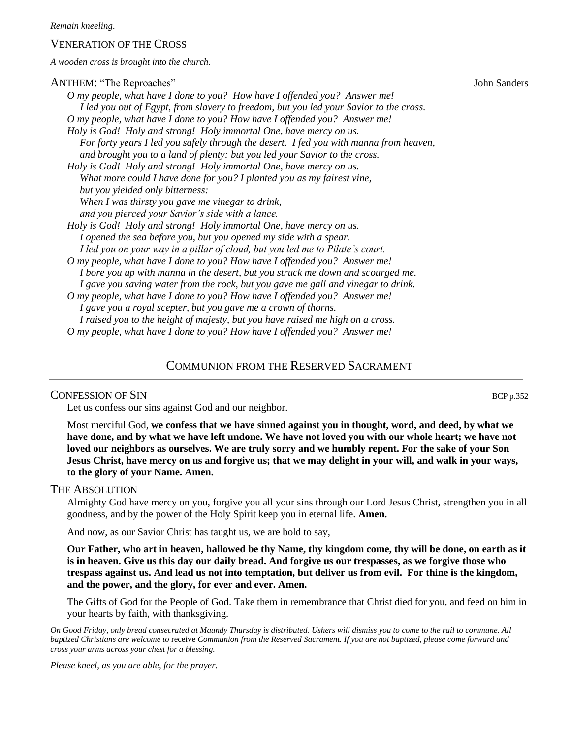*Remain kneeling.*

## VENERATION OF THE CROSS

*A wooden cross is brought into the church.*

### ANTHEM: "The Reproaches" — John Sanders

*O my people, what have I done to you? How have I offended you? Answer me!*
*I led you out of Egypt, from slavery to freedom, but you led your Savior to the cross.*
*O my people, what have I done to you? How have I offended you? Answer me!*
*Holy is God! Holy and strong! Holy immortal One, have mercy on us.*
*For forty years I led you safely through the desert. I fed you with manna from heaven, and brought you to a land of plenty: but you led your Savior to the cross.*
*Holy is God! Holy and strong! Holy immortal One, have mercy on us.*
*What more could I have done for you? I planted you as my fairest vine, but you yielded only bitterness:*
*When I was thirsty you gave me vinegar to drink, and you pierced your Savior's side with a lance.*
*Holy is God! Holy and strong! Holy immortal One, have mercy on us.*
*I opened the sea before you, but you opened my side with a spear.*
*I led you on your way in a pillar of cloud, but you led me to Pilate's court.*
*O my people, what have I done to you? How have I offended you? Answer me!*
*I bore you up with manna in the desert, but you struck me down and scourged me.*
*I gave you saving water from the rock, but you gave me gall and vinegar to drink.*
*O my people, what have I done to you? How have I offended you? Answer me!*
*I gave you a royal scepter, but you gave me a crown of thorns.*
*I raised you to the height of majesty, but you have raised me high on a cross.*
*O my people, what have I done to you? How have I offended you? Answer me!*

## COMMUNION FROM THE RESERVED SACRAMENT

---

### CONFESSION OF SIN — BCP p.352

Let us confess our sins against God and our neighbor.

Most merciful God, **we confess that we have sinned against you in thought, word, and deed, by what we have done, and by what we have left undone. We have not loved you with our whole heart; we have not loved our neighbors as ourselves. We are truly sorry and we humbly repent. For the sake of your Son Jesus Christ, have mercy on us and forgive us; that we may delight in your will, and walk in your ways, to the glory of your Name. Amen.**

### THE ABSOLUTION

Almighty God have mercy on you, forgive you all your sins through our Lord Jesus Christ, strengthen you in all goodness, and by the power of the Holy Spirit keep you in eternal life. **Amen.**

And now, as our Savior Christ has taught us, we are bold to say,

**Our Father, who art in heaven, hallowed be thy Name, thy kingdom come, thy will be done, on earth as it is in heaven. Give us this day our daily bread. And forgive us our trespasses, as we forgive those who trespass against us. And lead us not into temptation, but deliver us from evil. For thine is the kingdom, and the power, and the glory, for ever and ever. Amen.**

The Gifts of God for the People of God. Take them in remembrance that Christ died for you, and feed on him in your hearts by faith, with thanksgiving.

*On Good Friday, only bread consecrated at Maundy Thursday is distributed. Ushers will dismiss you to come to the rail to commune. All baptized Christians are welcome to* receive *Communion from the Reserved Sacrament. If you are not baptized, please come forward and cross your arms across your chest for a blessing.*

*Please kneel, as you are able, for the prayer.*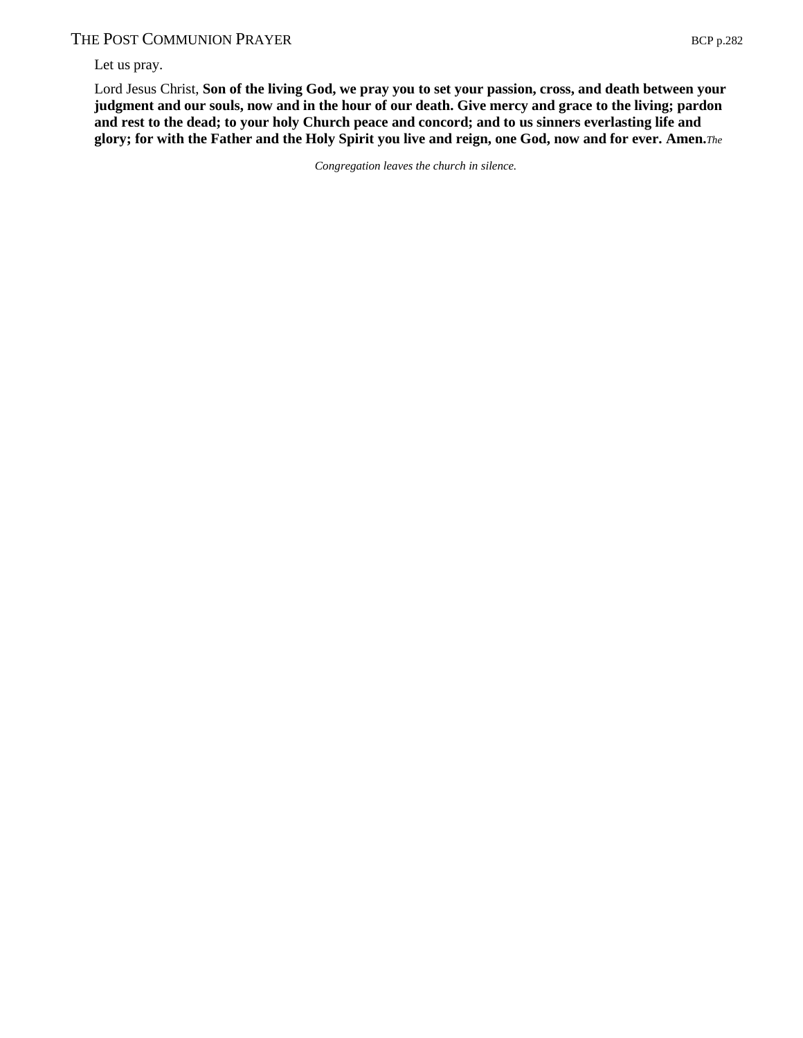## THE POST COMMUNION PRAYER

BCP p.282

Let us pray.

Lord Jesus Christ, **Son of the living God, we pray you to set your passion, cross, and death between your judgment and our souls, now and in the hour of our death. Give mercy and grace to the living; pardon and rest to the dead; to your holy Church peace and concord; and to us sinners everlasting life and glory; for with the Father and the Holy Spirit you live and reign, one God, now and for ever. Amen.**

*The Congregation leaves the church in silence.*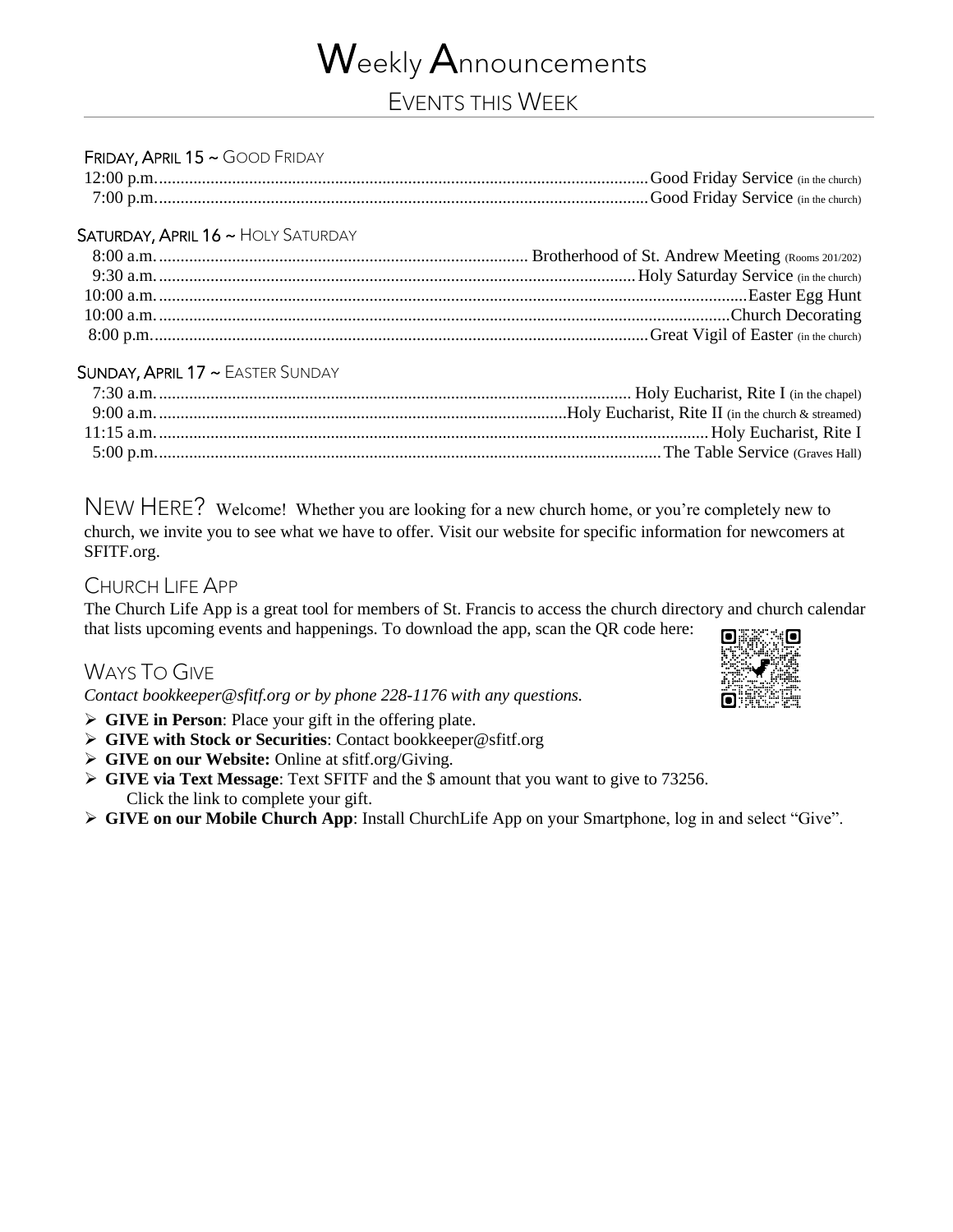# Weekly Announcements

## Events this Week

### Friday, April 15 ~ Good Friday

12:00 p.m. ........ Good Friday Service (in the church)
7:00 p.m. ........ Good Friday Service (in the church)

### Saturday, April 16 ~ Holy Saturday

8:00 a.m. ........ Brotherhood of St. Andrew Meeting (Rooms 201/202)
9:30 a.m. ........ Holy Saturday Service (in the church)
10:00 a.m. ........ Easter Egg Hunt
10:00 a.m. ........ Church Decorating
8:00 p.m. ........ Great Vigil of Easter (in the church)

### Sunday, April 17 ~ Easter Sunday

7:30 a.m. ........ Holy Eucharist, Rite I (in the chapel)
9:00 a.m. ........ Holy Eucharist, Rite II (in the church & streamed)
11:15 a.m. ........ Holy Eucharist, Rite I
5:00 p.m. ........ The Table Service (Graves Hall)

## New Here?

Welcome! Whether you are looking for a new church home, or you're completely new to church, we invite you to see what we have to offer. Visit our website for specific information for newcomers at SFITF.org.

## Church Life App

The Church Life App is a great tool for members of St. Francis to access the church directory and church calendar that lists upcoming events and happenings. To download the app, scan the QR code here:

## Ways To Give

*Contact bookkeeper@sfitf.org or by phone 228-1176 with any questions.*

- **GIVE in Person**: Place your gift in the offering plate.
- **GIVE with Stock or Securities**: Contact bookkeeper@sfitf.org
- **GIVE on our Website:** Online at sfitf.org/Giving.
- **GIVE via Text Message**: Text SFITF and the $ amount that you want to give to 73256. Click the link to complete your gift.
- **GIVE on our Mobile Church App**: Install ChurchLife App on your Smartphone, log in and select "Give".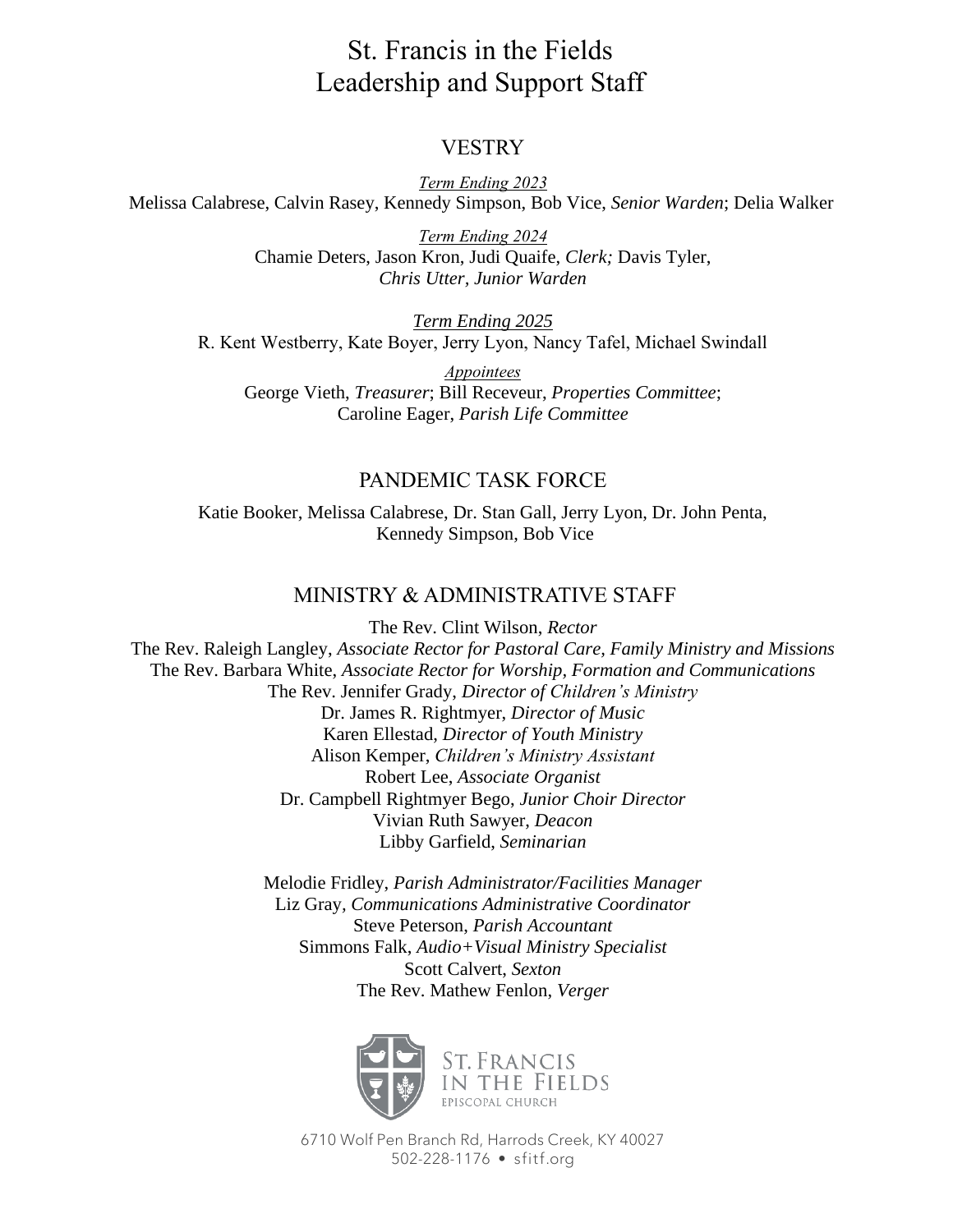# St. Francis in the Fields
# Leadership and Support Staff

## VESTRY

*Term Ending 2023*

Melissa Calabrese, Calvin Rasey, Kennedy Simpson, Bob Vice, *Senior Warden*; Delia Walker

*Term Ending 2024*

Chamie Deters, Jason Kron, Judi Quaife, *Clerk;* Davis Tyler,
*Chris Utter, Junior Warden*

*Term Ending 2025*

R. Kent Westberry, Kate Boyer, Jerry Lyon, Nancy Tafel, Michael Swindall

*Appointees*

George Vieth, *Treasurer*; Bill Receveur, *Properties Committee*;
Caroline Eager, *Parish Life Committee*

## PANDEMIC TASK FORCE

Katie Booker, Melissa Calabrese, Dr. Stan Gall, Jerry Lyon, Dr. John Penta,
Kennedy Simpson, Bob Vice

## MINISTRY & ADMINISTRATIVE STAFF

The Rev. Clint Wilson, *Rector*
The Rev. Raleigh Langley, *Associate Rector for Pastoral Care, Family Ministry and Missions*
The Rev. Barbara White, *Associate Rector for Worship, Formation and Communications*
The Rev. Jennifer Grady, *Director of Children's Ministry*
Dr. James R. Rightmyer, *Director of Music*
Karen Ellestad, *Director of Youth Ministry*
Alison Kemper, *Children's Ministry Assistant*
Robert Lee, *Associate Organist*
Dr. Campbell Rightmyer Bego, *Junior Choir Director*
Vivian Ruth Sawyer, *Deacon*
Libby Garfield, *Seminarian*

Melodie Fridley, *Parish Administrator/Facilities Manager*
Liz Gray, *Communications Administrative Coordinator*
Steve Peterson, *Parish Accountant*
Simmons Falk, *Audio+Visual Ministry Specialist*
Scott Calvert, *Sexton*
The Rev. Mathew Fenlon, *Verger*

ST. FRANCIS IN THE FIELDS
EPISCOPAL CHURCH

6710 Wolf Pen Branch Rd, Harrods Creek, KY 40027
502-228-1176 • sfitf.org